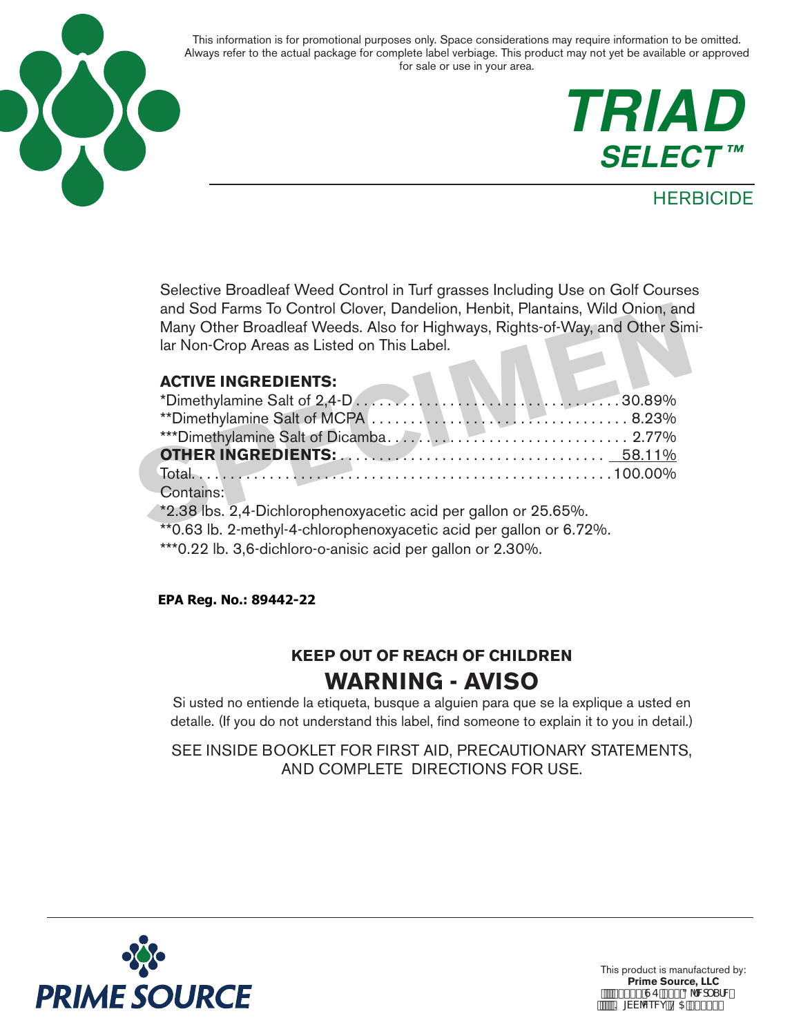This information is for promotional purposes only. Space considerations may require information to be omitted. Always refer to the actual package for complete label verbiage. This product may not yet be available or approved for sale or use in your area.

# TRIAD SELECT™

## HERBICIDE

Selective Broadleaf Weed Control in Turf grasses Including Use on Golf Courses and Sod Farms To Control Clover, Dandelion, Henbit, Plantains, Wild Onion, and Many Other Broadleaf Weeds. Also for Highways, Rights-of-Way, and Other Similar Non-Crop Areas as Listed on This Label.

**ACTIVE INGREDIENTS:**

| | |
|---|---|
| *Dimethylamine Salt of 2,4-D | 30.89% |
| **Dimethylamine Salt of MCPA | 8.23% |
| ***Dimethylamine Salt of Dicamba | 2.77% |
| **OTHER INGREDIENTS:** | 58.11% |
| Total | 100.00% |

Contains:

*2.38 lbs. 2,4-Dichlorophenoxyacetic acid per gallon or 25.65%.

**0.63 lb. 2-methyl-4-chlorophenoxyacetic acid per gallon or 6.72%.

***0.22 lb. 3,6-dichloro-o-anisic acid per gallon or 2.30%.

**EPA Reg. No.: 89442-22**

### KEEP OUT OF REACH OF CHILDREN

## WARNING - AVISO

Si usted no entiende la etiqueta, busque a alguien para que se la explique a usted en detalle. (If you do not understand this label, find someone to explain it to you in detail.)

SEE INSIDE BOOKLET FOR FIRST AID, PRECAUTIONARY STATEMENTS, AND COMPLETE DIRECTIONS FOR USE.

PRIME SOURCE

This product is manufactured by:
**Prime Source, LLC**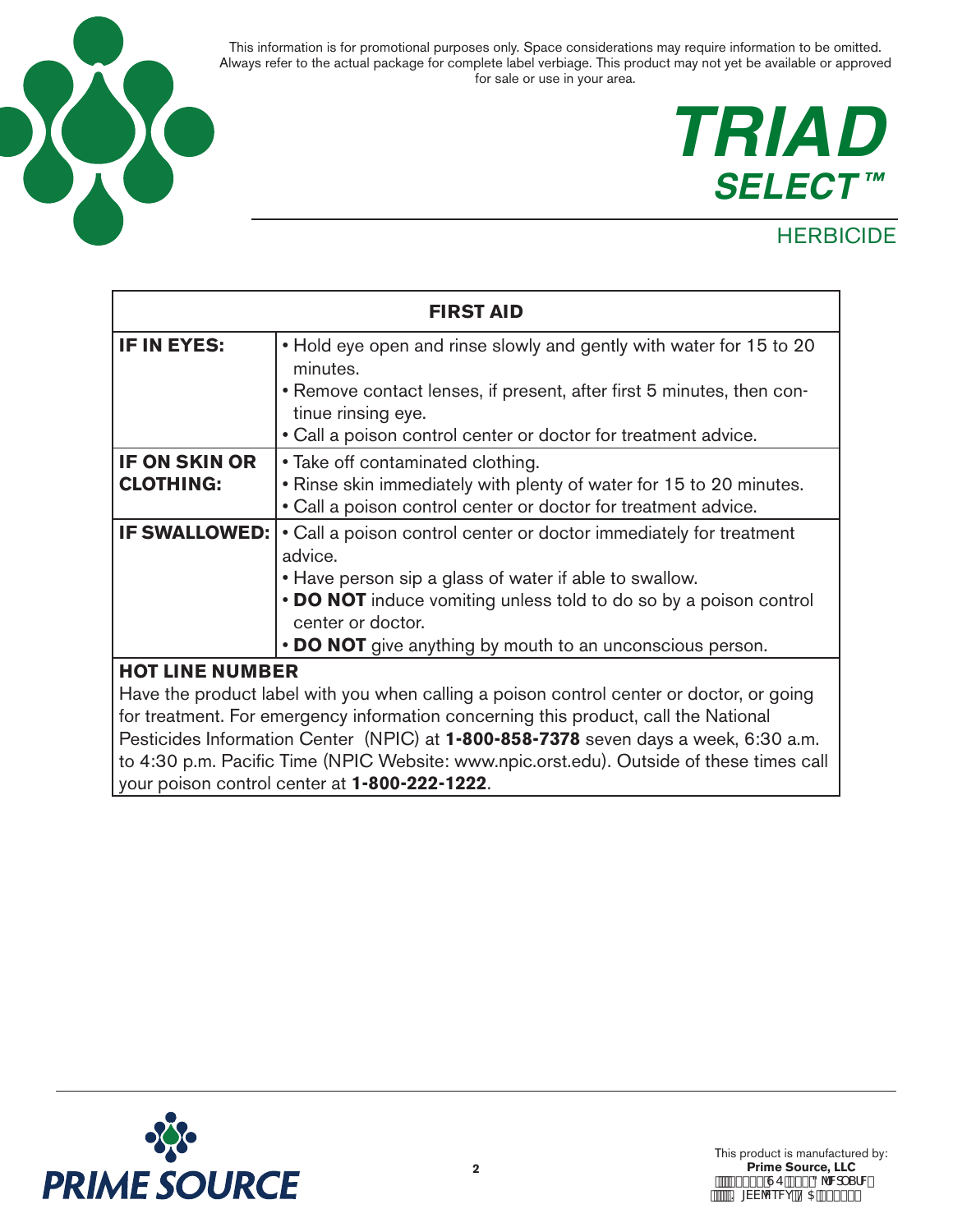This information is for promotional purposes only. Space considerations may require information to be omitted. Always refer to the actual package for complete label verbiage. This product may not yet be available or approved for sale or use in your area.

# TRIAD SELECT™

HERBICIDE

| FIRST AID | |
|---|---|
| **IF IN EYES:** | • Hold eye open and rinse slowly and gently with water for 15 to 20 minutes.<br>• Remove contact lenses, if present, after first 5 minutes, then continue rinsing eye.<br>• Call a poison control center or doctor for treatment advice. |
| **IF ON SKIN OR CLOTHING:** | • Take off contaminated clothing.<br>• Rinse skin immediately with plenty of water for 15 to 20 minutes.<br>• Call a poison control center or doctor for treatment advice. |
| **IF SWALLOWED:** | • Call a poison control center or doctor immediately for treatment advice.<br>• Have person sip a glass of water if able to swallow.<br>• **DO NOT** induce vomiting unless told to do so by a poison control center or doctor.<br>• **DO NOT** give anything by mouth to an unconscious person. |
| **HOT LINE NUMBER**<br>Have the product label with you when calling a poison control center or doctor, or going for treatment. For emergency information concerning this product, call the National Pesticides Information Center (NPIC) at **1-800-858-7378** seven days a week, 6:30 a.m. to 4:30 p.m. Pacific Time (NPIC Website: www.npic.orst.edu). Outside of these times call your poison control center at **1-800-222-1222**. | |

PRIME SOURCE

This product is manufactured by:
**Prime Source, LLC**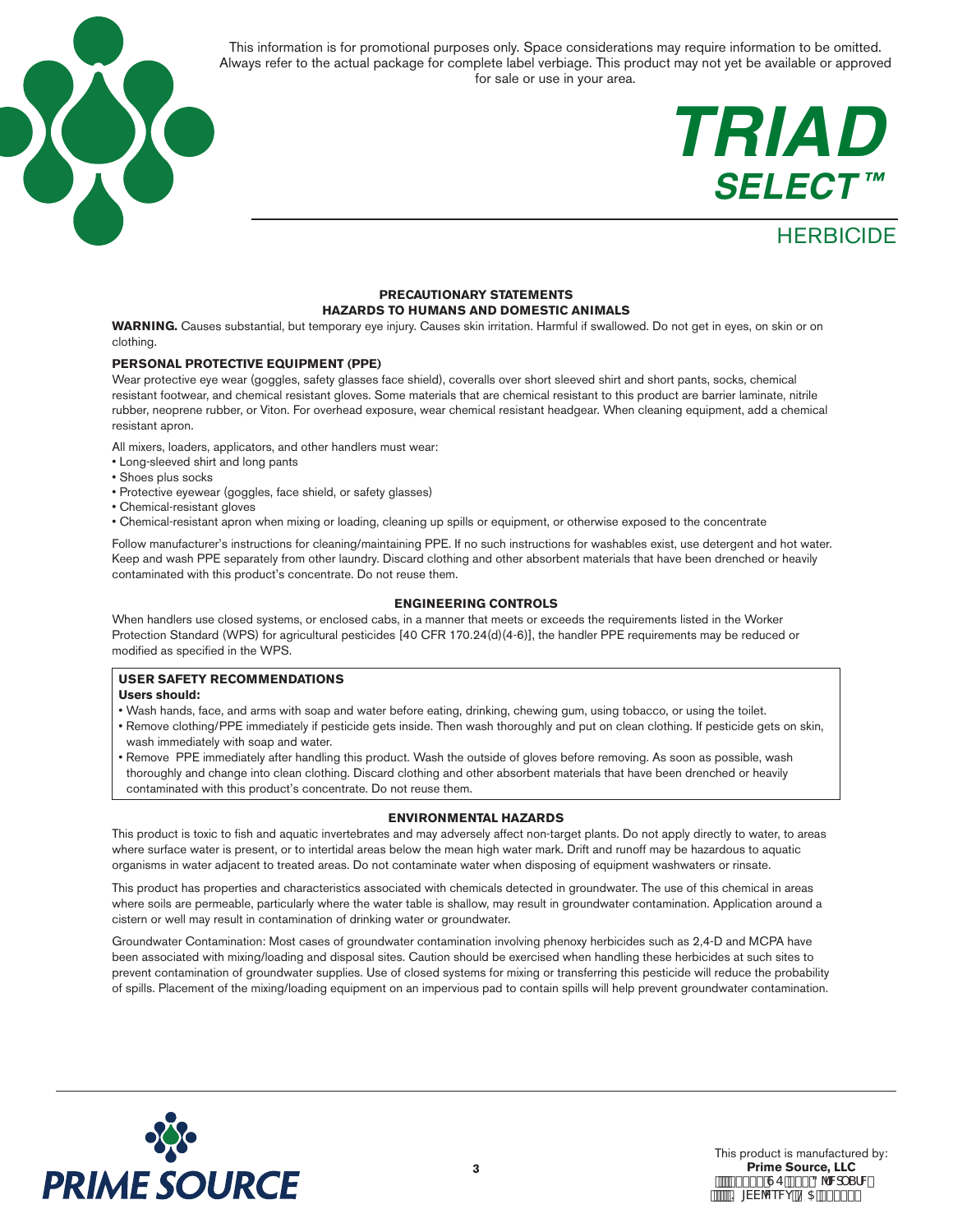This information is for promotional purposes only. Space considerations may require information to be omitted. Always refer to the actual package for complete label verbiage. This product may not yet be available or approved for sale or use in your area.

# TRIAD SELECT™

## HERBICIDE

### PRECAUTIONARY STATEMENTS
### HAZARDS TO HUMANS AND DOMESTIC ANIMALS

**WARNING.** Causes substantial, but temporary eye injury. Causes skin irritation. Harmful if swallowed. Do not get in eyes, on skin or on clothing.

**PERSONAL PROTECTIVE EQUIPMENT (PPE)**

Wear protective eye wear (goggles, safety glasses face shield), coveralls over short sleeved shirt and short pants, socks, chemical resistant footwear, and chemical resistant gloves. Some materials that are chemical resistant to this product are barrier laminate, nitrile rubber, neoprene rubber, or Viton. For overhead exposure, wear chemical resistant headgear. When cleaning equipment, add a chemical resistant apron.

All mixers, loaders, applicators, and other handlers must wear:

- Long-sleeved shirt and long pants
- Shoes plus socks
- Protective eyewear (goggles, face shield, or safety glasses)
- Chemical-resistant gloves
- Chemical-resistant apron when mixing or loading, cleaning up spills or equipment, or otherwise exposed to the concentrate

Follow manufacturer's instructions for cleaning/maintaining PPE. If no such instructions for washables exist, use detergent and hot water. Keep and wash PPE separately from other laundry. Discard clothing and other absorbent materials that have been drenched or heavily contaminated with this product's concentrate. Do not reuse them.

### ENGINEERING CONTROLS

When handlers use closed systems, or enclosed cabs, in a manner that meets or exceeds the requirements listed in the Worker Protection Standard (WPS) for agricultural pesticides [40 CFR 170.24(d)(4-6)], the handler PPE requirements may be reduced or modified as specified in the WPS.

**USER SAFETY RECOMMENDATIONS**

**Users should:**

- Wash hands, face, and arms with soap and water before eating, drinking, chewing gum, using tobacco, or using the toilet.
- Remove clothing/PPE immediately if pesticide gets inside. Then wash thoroughly and put on clean clothing. If pesticide gets on skin, wash immediately with soap and water.
- Remove PPE immediately after handling this product. Wash the outside of gloves before removing. As soon as possible, wash thoroughly and change into clean clothing. Discard clothing and other absorbent materials that have been drenched or heavily contaminated with this product's concentrate. Do not reuse them.

### ENVIRONMENTAL HAZARDS

This product is toxic to fish and aquatic invertebrates and may adversely affect non-target plants. Do not apply directly to water, to areas where surface water is present, or to intertidal areas below the mean high water mark. Drift and runoff may be hazardous to aquatic organisms in water adjacent to treated areas. Do not contaminate water when disposing of equipment washwaters or rinsate.

This product has properties and characteristics associated with chemicals detected in groundwater. The use of this chemical in areas where soils are permeable, particularly where the water table is shallow, may result in groundwater contamination. Application around a cistern or well may result in contamination of drinking water or groundwater.

Groundwater Contamination: Most cases of groundwater contamination involving phenoxy herbicides such as 2,4-D and MCPA have been associated with mixing/loading and disposal sites. Caution should be exercised when handling these herbicides at such sites to prevent contamination of groundwater supplies. Use of closed systems for mixing or transferring this pesticide will reduce the probability of spills. Placement of the mixing/loading equipment on an impervious pad to contain spills will help prevent groundwater contamination.

PRIME SOURCE

This product is manufactured by:
**Prime Source, LLC**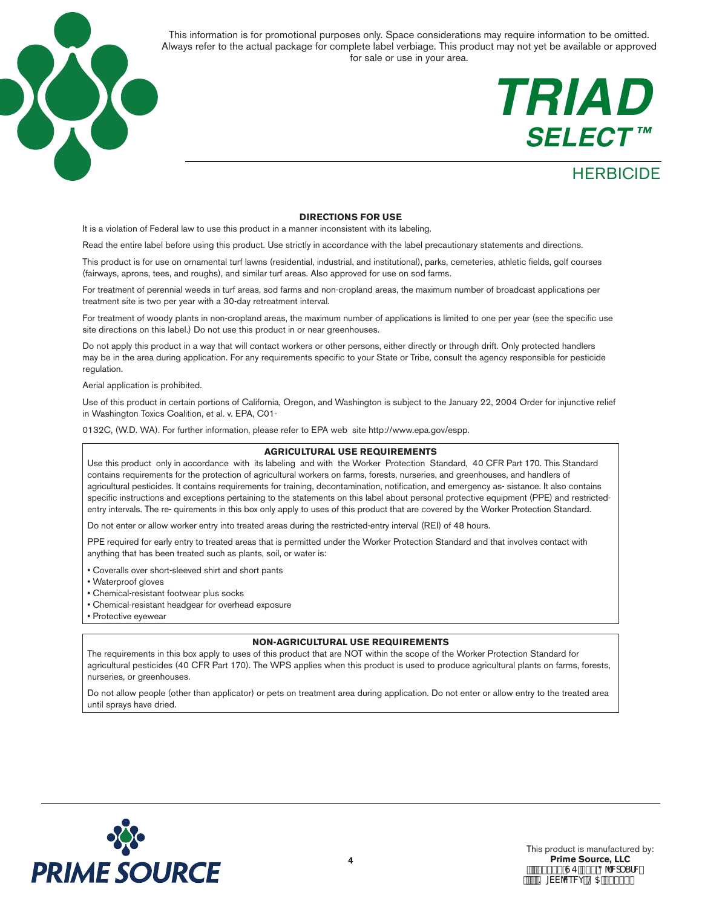This information is for promotional purposes only. Space considerations may require information to be omitted. Always refer to the actual package for complete label verbiage. This product may not yet be available or approved for sale or use in your area.

# TRIAD SELECT™

## HERBICIDE

### DIRECTIONS FOR USE

It is a violation of Federal law to use this product in a manner inconsistent with its labeling.

Read the entire label before using this product. Use strictly in accordance with the label precautionary statements and directions.

This product is for use on ornamental turf lawns (residential, industrial, and institutional), parks, cemeteries, athletic fields, golf courses (fairways, aprons, tees, and roughs), and similar turf areas. Also approved for use on sod farms.

For treatment of perennial weeds in turf areas, sod farms and non-cropland areas, the maximum number of broadcast applications per treatment site is two per year with a 30-day retreatment interval.

For treatment of woody plants in non-cropland areas, the maximum number of applications is limited to one per year (see the specific use site directions on this label.) Do not use this product in or near greenhouses.

Do not apply this product in a way that will contact workers or other persons, either directly or through drift. Only protected handlers may be in the area during application. For any requirements specific to your State or Tribe, consult the agency responsible for pesticide regulation.

Aerial application is prohibited.

Use of this product in certain portions of California, Oregon, and Washington is subject to the January 22, 2004 Order for injunctive relief in Washington Toxics Coalition, et al. v. EPA, C01-

0132C, (W.D. WA). For further information, please refer to EPA web site http://www.epa.gov/espp.

### AGRICULTURAL USE REQUIREMENTS

Use this product only in accordance with its labeling and with the Worker Protection Standard, 40 CFR Part 170. This Standard contains requirements for the protection of agricultural workers on farms, forests, nurseries, and greenhouses, and handlers of agricultural pesticides. It contains requirements for training, decontamination, notification, and emergency as- sistance. It also contains specific instructions and exceptions pertaining to the statements on this label about personal protective equipment (PPE) and restricted-entry intervals. The re- quirements in this box only apply to uses of this product that are covered by the Worker Protection Standard.

Do not enter or allow worker entry into treated areas during the restricted-entry interval (REI) of 48 hours.

PPE required for early entry to treated areas that is permitted under the Worker Protection Standard and that involves contact with anything that has been treated such as plants, soil, or water is:

- Coveralls over short-sleeved shirt and short pants
- Waterproof gloves
- Chemical-resistant footwear plus socks
- Chemical-resistant headgear for overhead exposure
- Protective eyewear

### NON-AGRICULTURAL USE REQUIREMENTS

The requirements in this box apply to uses of this product that are NOT within the scope of the Worker Protection Standard for agricultural pesticides (40 CFR Part 170). The WPS applies when this product is used to produce agricultural plants on farms, forests, nurseries, or greenhouses.

Do not allow people (other than applicator) or pets on treatment area during application. Do not enter or allow entry to the treated area until sprays have dried.

PRIME SOURCE

This product is manufactured by:
**Prime Source, LLC**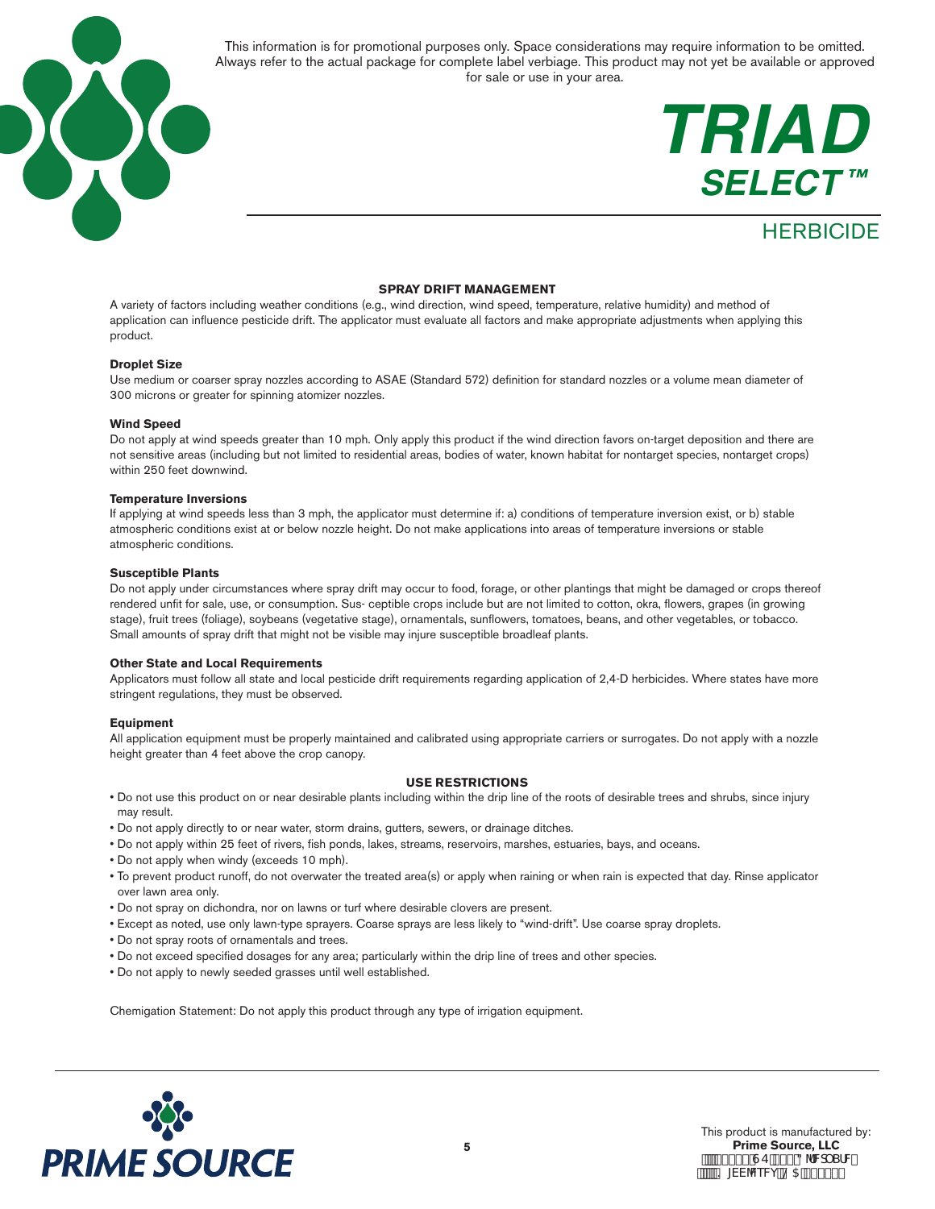This information is for promotional purposes only. Space considerations may require information to be omitted. Always refer to the actual package for complete label verbiage. This product may not yet be available or approved for sale or use in your area.

# TRIAD SELECT™

## HERBICIDE

### SPRAY DRIFT MANAGEMENT

A variety of factors including weather conditions (e.g., wind direction, wind speed, temperature, relative humidity) and method of application can influence pesticide drift. The applicator must evaluate all factors and make appropriate adjustments when applying this product.

**Droplet Size**

Use medium or coarser spray nozzles according to ASAE (Standard 572) definition for standard nozzles or a volume mean diameter of 300 microns or greater for spinning atomizer nozzles.

**Wind Speed**

Do not apply at wind speeds greater than 10 mph. Only apply this product if the wind direction favors on-target deposition and there are not sensitive areas (including but not limited to residential areas, bodies of water, known habitat for nontarget species, nontarget crops) within 250 feet downwind.

**Temperature Inversions**

If applying at wind speeds less than 3 mph, the applicator must determine if: a) conditions of temperature inversion exist, or b) stable atmospheric conditions exist at or below nozzle height. Do not make applications into areas of temperature inversions or stable atmospheric conditions.

**Susceptible Plants**

Do not apply under circumstances where spray drift may occur to food, forage, or other plantings that might be damaged or crops thereof rendered unfit for sale, use, or consumption. Sus- ceptible crops include but are not limited to cotton, okra, flowers, grapes (in growing stage), fruit trees (foliage), soybeans (vegetative stage), ornamentals, sunflowers, tomatoes, beans, and other vegetables, or tobacco. Small amounts of spray drift that might not be visible may injure susceptible broadleaf plants.

**Other State and Local Requirements**

Applicators must follow all state and local pesticide drift requirements regarding application of 2,4-D herbicides. Where states have more stringent regulations, they must be observed.

**Equipment**

All application equipment must be properly maintained and calibrated using appropriate carriers or surrogates. Do not apply with a nozzle height greater than 4 feet above the crop canopy.

### USE RESTRICTIONS

- Do not use this product on or near desirable plants including within the drip line of the roots of desirable trees and shrubs, since injury may result.
- Do not apply directly to or near water, storm drains, gutters, sewers, or drainage ditches.
- Do not apply within 25 feet of rivers, fish ponds, lakes, streams, reservoirs, marshes, estuaries, bays, and oceans.
- Do not apply when windy (exceeds 10 mph).
- To prevent product runoff, do not overwater the treated area(s) or apply when raining or when rain is expected that day. Rinse applicator over lawn area only.
- Do not spray on dichondra, nor on lawns or turf where desirable clovers are present.
- Except as noted, use only lawn-type sprayers. Coarse sprays are less likely to "wind-drift". Use coarse spray droplets.
- Do not spray roots of ornamentals and trees.
- Do not exceed specified dosages for any area; particularly within the drip line of trees and other species.
- Do not apply to newly seeded grasses until well established.

Chemigation Statement: Do not apply this product through any type of irrigation equipment.

PRIME SOURCE

This product is manufactured by:
**Prime Source, LLC**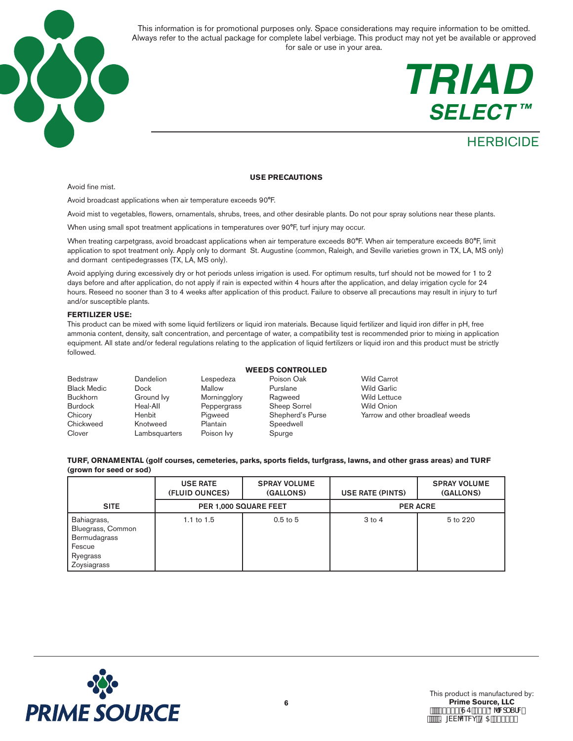This information is for promotional purposes only. Space considerations may require information to be omitted. Always refer to the actual package for complete label verbiage. This product may not yet be available or approved for sale or use in your area.

# TRIAD SELECT™

## HERBICIDE

### USE PRECAUTIONS

Avoid fine mist.

Avoid broadcast applications when air temperature exceeds 90°F.

Avoid mist to vegetables, flowers, ornamentals, shrubs, trees, and other desirable plants. Do not pour spray solutions near these plants.

When using small spot treatment applications in temperatures over 90°F, turf injury may occur.

When treating carpetgrass, avoid broadcast applications when air temperature exceeds 80°F. When air temperature exceeds 80°F, limit application to spot treatment only. Apply only to dormant St. Augustine (common, Raleigh, and Seville varieties grown in TX, LA, MS only) and dormant centipedegrasses (TX, LA, MS only).

Avoid applying during excessively dry or hot periods unless irrigation is used. For optimum results, turf should not be mowed for 1 to 2 days before and after application, do not apply if rain is expected within 4 hours after the application, and delay irrigation cycle for 24 hours. Reseed no sooner than 3 to 4 weeks after application of this product. Failure to observe all precautions may result in injury to turf and/or susceptible plants.

**FERTILIZER USE:**

This product can be mixed with some liquid fertilizers or liquid iron materials. Because liquid fertilizer and liquid iron differ in pH, free ammonia content, density, salt concentration, and percentage of water, a compatibility test is recommended prior to mixing in application equipment. All state and/or federal regulations relating to the application of liquid fertilizers or liquid iron and this product must be strictly followed.

### WEEDS CONTROLLED

| | | | | |
|---|---|---|---|---|
| Bedstraw | Dandelion | Lespedeza | Poison Oak | Wild Carrot |
| Black Medic | Dock | Mallow | Purslane | Wild Garlic |
| Buckhorn | Ground Ivy | Morningglory | Ragweed | Wild Lettuce |
| Burdock | Heal-All | Peppergrass | Sheep Sorrel | Wild Onion |
| Chicory | Henbit | Pigweed | Shepherd's Purse | Yarrow and other broadleaf weeds |
| Chickweed | Knotweed | Plantain | Speedwell | |
| Clover | Lambsquarters | Poison Ivy | Spurge | |

**TURF, ORNAMENTAL (golf courses, cemeteries, parks, sports fields, turfgrass, lawns, and other grass areas) and TURF (grown for seed or sod)**

| | USE RATE (FLUID OUNCES) | SPRAY VOLUME (GALLONS) | USE RATE (PINTS) | SPRAY VOLUME (GALLONS) |
|---|---|---|---|---|
| SITE | PER 1,000 SQUARE FEET | | PER ACRE | |
| Bahiagrass, Bluegrass, Common Bermudagrass, Fescue, Ryegrass, Zoysiagrass | 1.1 to 1.5 | 0.5 to 5 | 3 to 4 | 5 to 220 |

PRIME SOURCE

This product is manufactured by:
**Prime Source, LLC**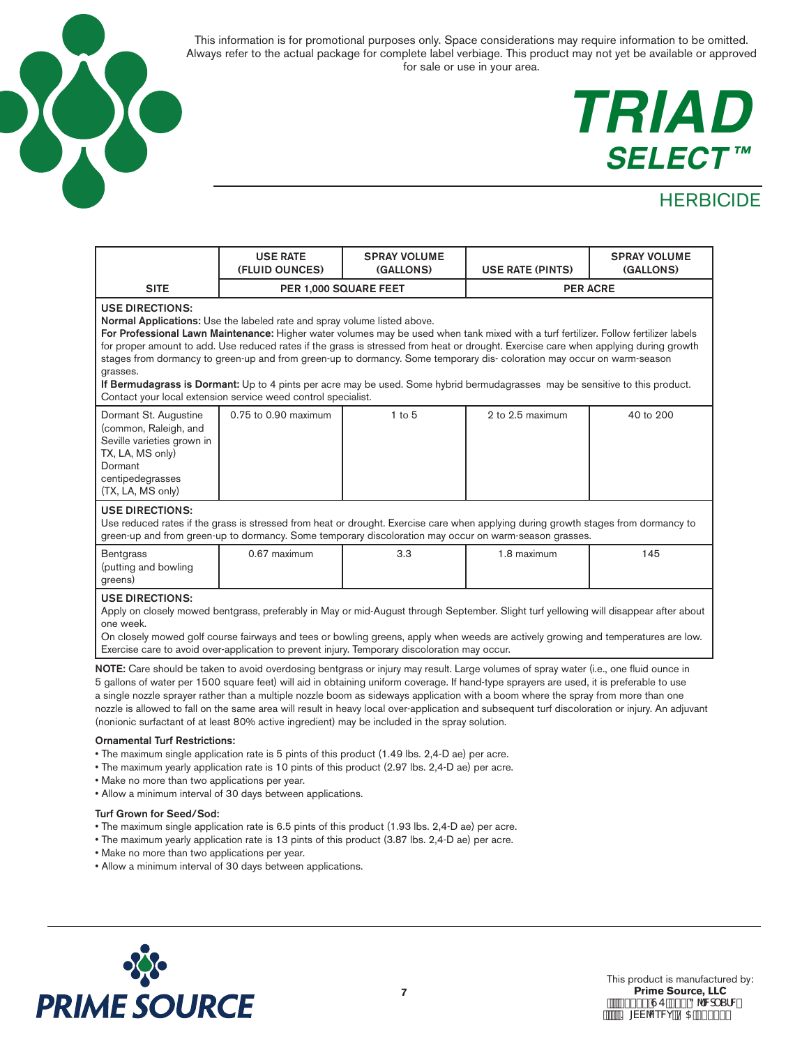This information is for promotional purposes only. Space considerations may require information to be omitted. Always refer to the actual package for complete label verbiage. This product may not yet be available or approved for sale or use in your area.

# TRIAD SELECT™

## HERBICIDE

| SITE | USE RATE (FLUID OUNCES) | SPRAY VOLUME (GALLONS) | USE RATE (PINTS) | SPRAY VOLUME (GALLONS) |
|---|---|---|---|---|
| | PER 1,000 SQUARE FEET | | PER ACRE | |
| **USE DIRECTIONS:** **Normal Applications:** Use the labeled rate and spray volume listed above. **For Professional Lawn Maintenance:** Higher water volumes may be used when tank mixed with a turf fertilizer. Follow fertilizer labels for proper amount to add. Use reduced rates if the grass is stressed from heat or drought. Exercise care when applying during growth stages from dormancy to green-up and from green-up to dormancy. Some temporary dis- coloration may occur on warm-season grasses. **If Bermudagrass is Dormant:** Up to 4 pints per acre may be used. Some hybrid bermudagrasses may be sensitive to this product. Contact your local extension service weed control specialist. | | | | |
| Dormant St. Augustine (common, Raleigh, and Seville varieties grown in TX, LA, MS only) Dormant centipedegrasses (TX, LA, MS only) | 0.75 to 0.90 maximum | 1 to 5 | 2 to 2.5 maximum | 40 to 200 |
| **USE DIRECTIONS:** Use reduced rates if the grass is stressed from heat or drought. Exercise care when applying during growth stages from dormancy to green-up and from green-up to dormancy. Some temporary discoloration may occur on warm-season grasses. | | | | |
| Bentgrass (putting and bowling greens) | 0.67 maximum | 3.3 | 1.8 maximum | 145 |
| **USE DIRECTIONS:** Apply on closely mowed bentgrass, preferably in May or mid-August through September. Slight turf yellowing will disappear after about one week. On closely mowed golf course fairways and tees or bowling greens, apply when weeds are actively growing and temperatures are low. Exercise care to avoid over-application to prevent injury. Temporary discoloration may occur. | | | | |

**NOTE:** Care should be taken to avoid overdosing bentgrass or injury may result. Large volumes of spray water (i.e., one fluid ounce in 5 gallons of water per 1500 square feet) will aid in obtaining uniform coverage. If hand-type sprayers are used, it is preferable to use a single nozzle sprayer rather than a multiple nozzle boom as sideways application with a boom where the spray from more than one nozzle is allowed to fall on the same area will result in heavy local over-application and subsequent turf discoloration or injury. An adjuvant (nonionic surfactant of at least 80% active ingredient) may be included in the spray solution.

**Ornamental Turf Restrictions:**

- The maximum single application rate is 5 pints of this product (1.49 lbs. 2,4-D ae) per acre.
- The maximum yearly application rate is 10 pints of this product (2.97 lbs. 2,4-D ae) per acre.
- Make no more than two applications per year.
- Allow a minimum interval of 30 days between applications.

**Turf Grown for Seed/Sod:**

- The maximum single application rate is 6.5 pints of this product (1.93 lbs. 2,4-D ae) per acre.
- The maximum yearly application rate is 13 pints of this product (3.87 lbs. 2,4-D ae) per acre.
- Make no more than two applications per year.
- Allow a minimum interval of 30 days between applications.

PRIME SOURCE

This product is manufactured by:
**Prime Source, LLC**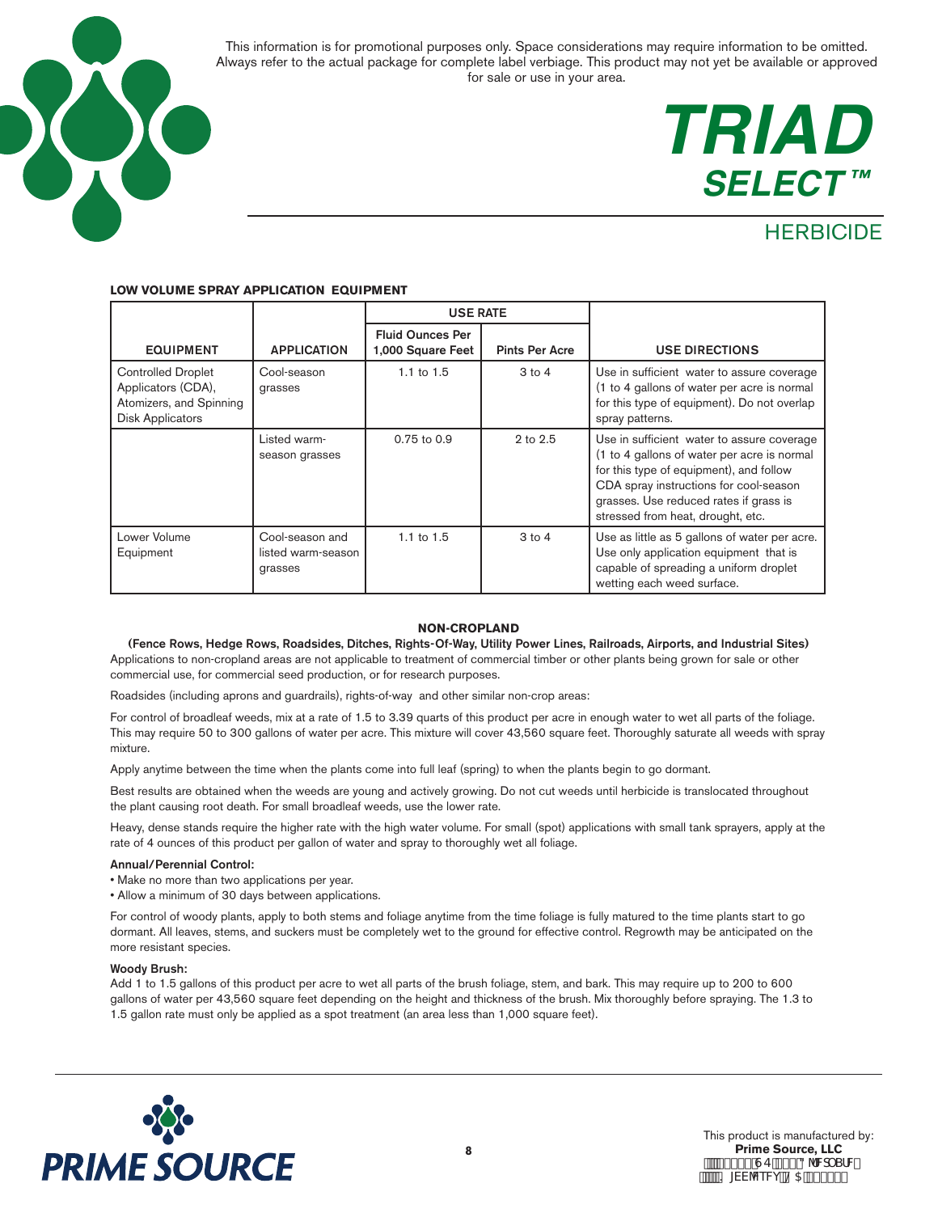This information is for promotional purposes only. Space considerations may require information to be omitted. Always refer to the actual package for complete label verbiage. This product may not yet be available or approved for sale or use in your area.

# TRIAD SELECT™

## HERBICIDE

**LOW VOLUME SPRAY APPLICATION EQUIPMENT**

| EQUIPMENT | APPLICATION | USE RATE | | USE DIRECTIONS |
|---|---|---|---|---|
| | | Fluid Ounces Per 1,000 Square Feet | Pints Per Acre | |
| Controlled Droplet Applicators (CDA), Atomizers, and Spinning Disk Applicators | Cool-season grasses | 1.1 to 1.5 | 3 to 4 | Use in sufficient water to assure coverage (1 to 4 gallons of water per acre is normal for this type of equipment). Do not overlap spray patterns. |
| | Listed warm-season grasses | 0.75 to 0.9 | 2 to 2.5 | Use in sufficient water to assure coverage (1 to 4 gallons of water per acre is normal for this type of equipment), and follow CDA spray instructions for cool-season grasses. Use reduced rates if grass is stressed from heat, drought, etc. |
| Lower Volume Equipment | Cool-season and listed warm-season grasses | 1.1 to 1.5 | 3 to 4 | Use as little as 5 gallons of water per acre. Use only application equipment that is capable of spreading a uniform droplet wetting each weed surface. |

**NON-CROPLAND**

**(Fence Rows, Hedge Rows, Roadsides, Ditches, Rights-Of-Way, Utility Power Lines, Railroads, Airports, and Industrial Sites)**

Applications to non-cropland areas are not applicable to treatment of commercial timber or other plants being grown for sale or other commercial use, for commercial seed production, or for research purposes.

Roadsides (including aprons and guardrails), rights-of-way and other similar non-crop areas:

For control of broadleaf weeds, mix at a rate of 1.5 to 3.39 quarts of this product per acre in enough water to wet all parts of the foliage. This may require 50 to 300 gallons of water per acre. This mixture will cover 43,560 square feet. Thoroughly saturate all weeds with spray mixture.

Apply anytime between the time when the plants come into full leaf (spring) to when the plants begin to go dormant.

Best results are obtained when the weeds are young and actively growing. Do not cut weeds until herbicide is translocated throughout the plant causing root death. For small broadleaf weeds, use the lower rate.

Heavy, dense stands require the higher rate with the high water volume. For small (spot) applications with small tank sprayers, apply at the rate of 4 ounces of this product per gallon of water and spray to thoroughly wet all foliage.

**Annual/Perennial Control:**

- Make no more than two applications per year.
- Allow a minimum of 30 days between applications.

For control of woody plants, apply to both stems and foliage anytime from the time foliage is fully matured to the time plants start to go dormant. All leaves, stems, and suckers must be completely wet to the ground for effective control. Regrowth may be anticipated on the more resistant species.

**Woody Brush:**

Add 1 to 1.5 gallons of this product per acre to wet all parts of the brush foliage, stem, and bark. This may require up to 200 to 600 gallons of water per 43,560 square feet depending on the height and thickness of the brush. Mix thoroughly before spraying. The 1.3 to 1.5 gallon rate must only be applied as a spot treatment (an area less than 1,000 square feet).

PRIME SOURCE

This product is manufactured by:
**Prime Source, LLC**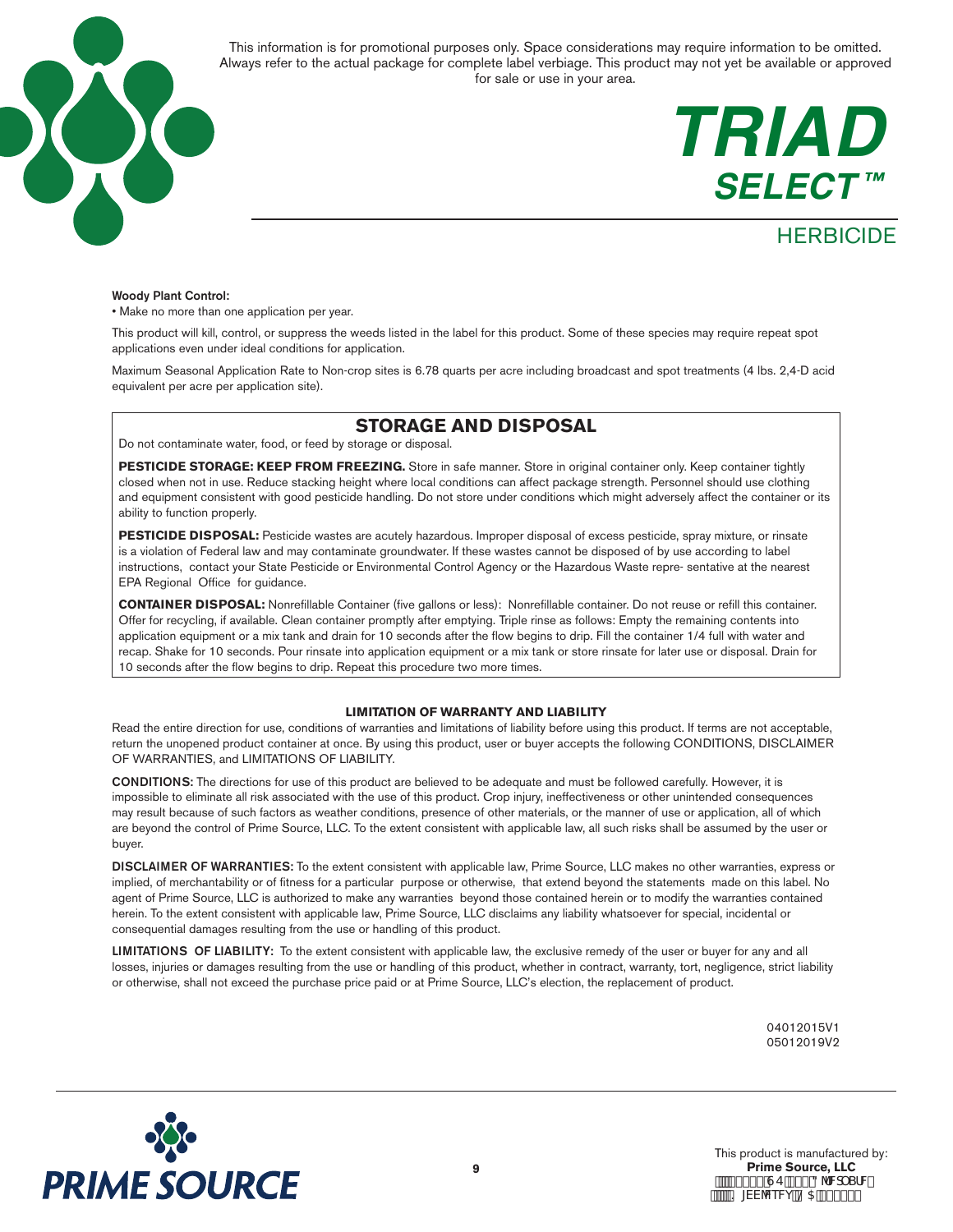This information is for promotional purposes only. Space considerations may require information to be omitted. Always refer to the actual package for complete label verbiage. This product may not yet be available or approved for sale or use in your area.

# TRIAD SELECT™

## HERBICIDE

**Woody Plant Control:**

- Make no more than one application per year.

This product will kill, control, or suppress the weeds listed in the label for this product. Some of these species may require repeat spot applications even under ideal conditions for application.

Maximum Seasonal Application Rate to Non-crop sites is 6.78 quarts per acre including broadcast and spot treatments (4 lbs. 2,4-D acid equivalent per acre per application site).

## STORAGE AND DISPOSAL

Do not contaminate water, food, or feed by storage or disposal.

**PESTICIDE STORAGE: KEEP FROM FREEZING.** Store in safe manner. Store in original container only. Keep container tightly closed when not in use. Reduce stacking height where local conditions can affect package strength. Personnel should use clothing and equipment consistent with good pesticide handling. Do not store under conditions which might adversely affect the container or its ability to function properly.

**PESTICIDE DISPOSAL:** Pesticide wastes are acutely hazardous. Improper disposal of excess pesticide, spray mixture, or rinsate is a violation of Federal law and may contaminate groundwater. If these wastes cannot be disposed of by use according to label instructions, contact your State Pesticide or Environmental Control Agency or the Hazardous Waste repre- sentative at the nearest EPA Regional Office for guidance.

**CONTAINER DISPOSAL:** Nonrefillable Container (five gallons or less): Nonrefillable container. Do not reuse or refill this container. Offer for recycling, if available. Clean container promptly after emptying. Triple rinse as follows: Empty the remaining contents into application equipment or a mix tank and drain for 10 seconds after the flow begins to drip. Fill the container 1/4 full with water and recap. Shake for 10 seconds. Pour rinsate into application equipment or a mix tank or store rinsate for later use or disposal. Drain for 10 seconds after the flow begins to drip. Repeat this procedure two more times.

**LIMITATION OF WARRANTY AND LIABILITY**

Read the entire direction for use, conditions of warranties and limitations of liability before using this product. If terms are not acceptable, return the unopened product container at once. By using this product, user or buyer accepts the following CONDITIONS, DISCLAIMER OF WARRANTIES, and LIMITATIONS OF LIABILITY.

**CONDITIONS:** The directions for use of this product are believed to be adequate and must be followed carefully. However, it is impossible to eliminate all risk associated with the use of this product. Crop injury, ineffectiveness or other unintended consequences may result because of such factors as weather conditions, presence of other materials, or the manner of use or application, all of which are beyond the control of Prime Source, LLC. To the extent consistent with applicable law, all such risks shall be assumed by the user or buyer.

**DISCLAIMER OF WARRANTIES:** To the extent consistent with applicable law, Prime Source, LLC makes no other warranties, express or implied, of merchantability or of fitness for a particular purpose or otherwise, that extend beyond the statements made on this label. No agent of Prime Source, LLC is authorized to make any warranties beyond those contained herein or to modify the warranties contained herein. To the extent consistent with applicable law, Prime Source, LLC disclaims any liability whatsoever for special, incidental or consequential damages resulting from the use or handling of this product.

**LIMITATIONS OF LIABILITY:** To the extent consistent with applicable law, the exclusive remedy of the user or buyer for any and all losses, injuries or damages resulting from the use or handling of this product, whether in contract, warranty, tort, negligence, strict liability or otherwise, shall not exceed the purchase price paid or at Prime Source, LLC's election, the replacement of product.

04012015V1
05012019V2

PRIME SOURCE

This product is manufactured by:
**Prime Source, LLC**